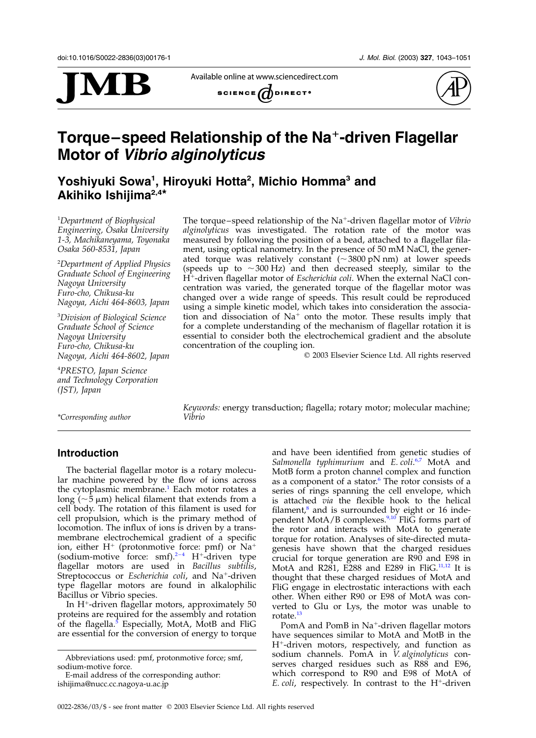# Torque–speed Relationship of the $Na^+$-driven Flagellar Motor of *Vibrio alginolyticus*

**Yoshiyuki Sowa[1], Hiroyuki Hotta[2], Michio Homma[3] and Akihiko Ishijima[2,4]***

[1]*Department of Biophysical Engineering, Osaka University 1-3, Machikaneyama, Toyonaka Osaka 560-8531, Japan*

[2]*Department of Applied Physics Graduate School of Engineering Nagoya University Furo-cho, Chikusa-ku Nagoya, Aichi 464-8603, Japan*

[3]*Division of Biological Science Graduate School of Science Nagoya University Furo-cho, Chikusa-ku Nagoya, Aichi 464-8602, Japan*

[4]*PRESTO, Japan Science and Technology Corporation (JST), Japan*

*\*Corresponding author*

The torque–speed relationship of the $Na^+$-driven flagellar motor of *Vibrio alginolyticus* was investigated. The rotation rate of the motor was measured by following the position of a bead, attached to a flagellar filament, using optical nanometry. In the presence of 50 mM NaCl, the generated torque was relatively constant ($\sim$3800 pN nm) at lower speeds (speeds up to $\sim$300 Hz) and then decreased steeply, similar to the $H^+$-driven flagellar motor of *Escherichia coli*. When the external NaCl concentration was varied, the generated torque of the flagellar motor was changed over a wide range of speeds. This result could be reproduced using a simple kinetic model, which takes into consideration the association and dissociation of $Na^+$ onto the motor. These results imply that for a complete understanding of the mechanism of flagellar rotation it is essential to consider both the electrochemical gradient and the absolute concentration of the coupling ion.

© 2003 Elsevier Science Ltd. All rights reserved

*Keywords:* energy transduction; flagella; rotary motor; molecular machine; *Vibrio*

## Introduction

The bacterial flagellar motor is a rotary molecular machine powered by the flow of ions across the cytoplasmic membrane.[1] Each motor rotates a long ($\sim$5 μm) helical filament that extends from a cell body. The rotation of this filament is used for cell propulsion, which is the primary method of locomotion. The influx of ions is driven by a transmembrane electrochemical gradient of a specific ion, either $H^+$ (protonmotive force: pmf) or $Na^+$ (sodium-motive force: smf).[2–4] $H^+$-driven type flagellar motors are used in *Bacillus subtilis*, Streptococcus or *Escherichia coli*, and $Na^+$-driven type flagellar motors are found in alkalophilic Bacillus or Vibrio species.

In $H^+$-driven flagellar motors, approximately 50 proteins are required for the assembly and rotation of the flagella.[5] Especially, MotA, MotB and FliG are essential for the conversion of energy to torque and have been identified from genetic studies of *Salmonella typhimurium* and *E. coli*.[6,7] MotA and MotB form a proton channel complex and function as a component of a stator.[6] The rotor consists of a series of rings spanning the cell envelope, which is attached *via* the flexible hook to the helical filament,[8] and is surrounded by eight or 16 independent MotA/B complexes.[9,10] FliG forms part of the rotor and interacts with MotA to generate torque for rotation. Analyses of site-directed mutagenesis have shown that the charged residues crucial for torque generation are R90 and E98 in MotA and R281, E288 and E289 in FliG.[11,12] It is thought that these charged residues of MotA and FliG engage in electrostatic interactions with each other. When either R90 or E98 of MotA was converted to Glu or Lys, the motor was unable to rotate.[13]

PomA and PomB in $Na^+$-driven flagellar motors have sequences similar to MotA and MotB in the $H^+$-driven motors, respectively, and function as sodium channels. PomA in *V. alginolyticus* conserves charged residues such as R88 and E96, which correspond to R90 and E98 of MotA of *E. coli*, respectively. In contrast to the $H^+$-driven

Abbreviations used: pmf, protonmotive force; smf, sodium-motive force.

E-mail address of the corresponding author: ishijima@nucc.cc.nagoya-u.ac.jp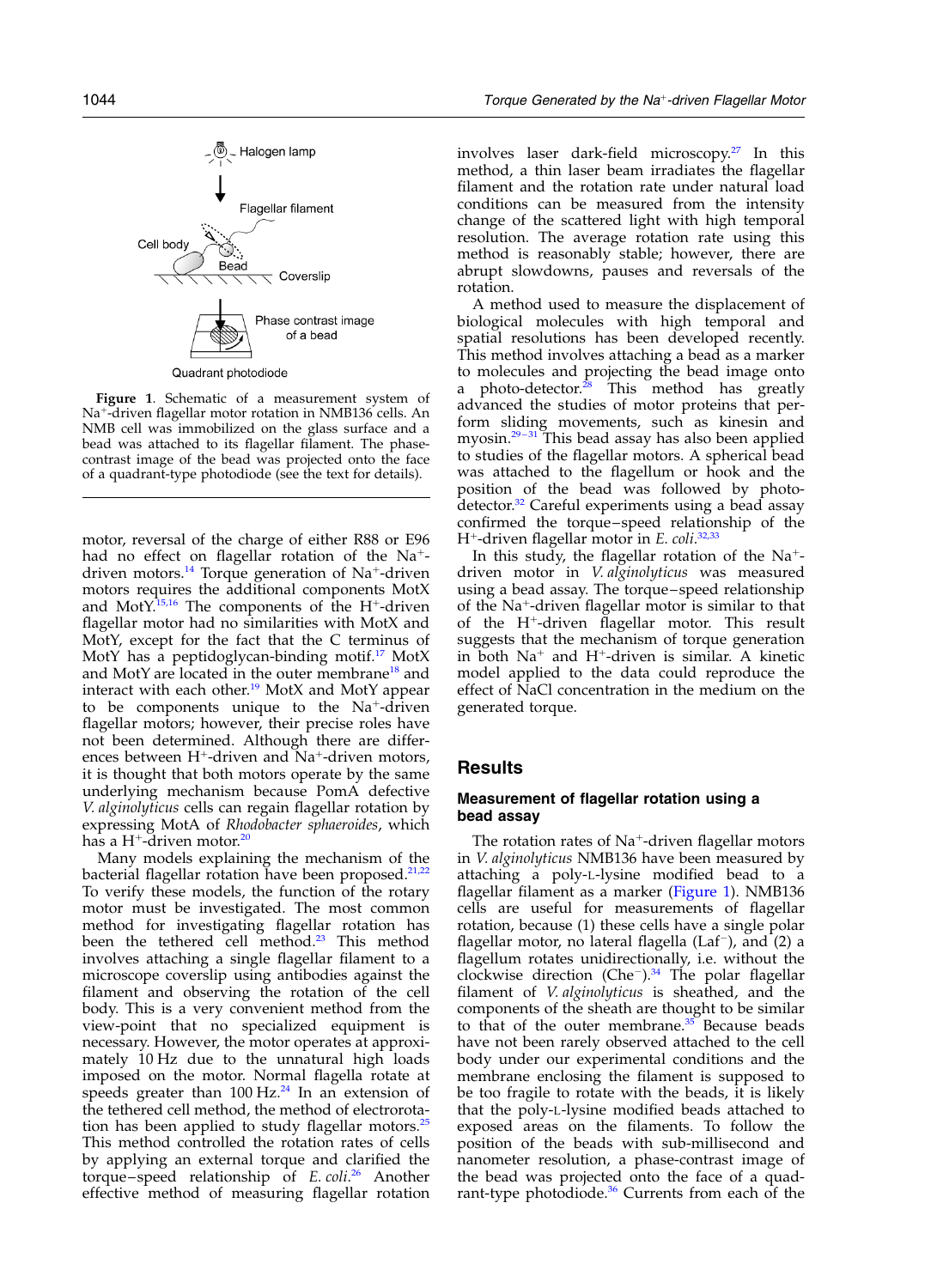**Figure 1**. Schematic of a measurement system of $Na^+$-driven flagellar motor rotation in NMB136 cells. An NMB cell was immobilized on the glass surface and a bead was attached to its flagellar filament. The phase-contrast image of the bead was projected onto the face of a quadrant-type photodiode (see the text for details).

motor, reversal of the charge of either R88 or E96 had no effect on flagellar rotation of the $Na^+$-driven motors.[14] Torque generation of $Na^+$-driven motors requires the additional components MotX and MotY.[15,16] The components of the $H^+$-driven flagellar motor had no similarities with MotX and MotY, except for the fact that the C terminus of MotY has a peptidoglycan-binding motif.[17] MotX and MotY are located in the outer membrane[18] and interact with each other.[19] MotX and MotY appear to be components unique to the $Na^+$-driven flagellar motors; however, their precise roles have not been determined. Although there are differences between $H^+$-driven and $Na^+$-driven motors, it is thought that both motors operate by the same underlying mechanism because PomA defective *V. alginolyticus* cells can regain flagellar rotation by expressing MotA of *Rhodobacter sphaeroides*, which has a $H^+$-driven motor.[20]

Many models explaining the mechanism of the bacterial flagellar rotation have been proposed.[21,22] To verify these models, the function of the rotary motor must be investigated. The most common method for investigating flagellar rotation has been the tethered cell method.[23] This method involves attaching a single flagellar filament to a microscope coverslip using antibodies against the filament and observing the rotation of the cell body. This is a very convenient method from the view-point that no specialized equipment is necessary. However, the motor operates at approximately 10 Hz due to the unnatural high loads imposed on the motor. Normal flagella rotate at speeds greater than 100 Hz.[24] In an extension of the tethered cell method, the method of electrorotation has been applied to study flagellar motors.[25] This method controlled the rotation rates of cells by applying an external torque and clarified the torque–speed relationship of *E. coli*.[26] Another effective method of measuring flagellar rotation involves laser dark-field microscopy.[27] In this method, a thin laser beam irradiates the flagellar filament and the rotation rate under natural load conditions can be measured from the intensity change of the scattered light with high temporal resolution. The average rotation rate using this method is reasonably stable; however, there are abrupt slowdowns, pauses and reversals of the rotation.

A method used to measure the displacement of biological molecules with high temporal and spatial resolutions has been developed recently. This method involves attaching a bead as a marker to molecules and projecting the bead image onto a photo-detector.[28] This method has greatly advanced the studies of motor proteins that perform sliding movements, such as kinesin and myosin.[29–31] This bead assay has also been applied to studies of the flagellar motors. A spherical bead was attached to the flagellum or hook and the position of the bead was followed by photo-detector.[32] Careful experiments using a bead assay confirmed the torque–speed relationship of the $H^+$-driven flagellar motor in *E. coli*.[32,33]

In this study, the flagellar rotation of the $Na^+$-driven motor in *V. alginolyticus* was measured using a bead assay. The torque–speed relationship of the $Na^+$-driven flagellar motor is similar to that of the $H^+$-driven flagellar motor. This result suggests that the mechanism of torque generation in both $Na^+$ and $H^+$-driven is similar. A kinetic model applied to the data could reproduce the effect of NaCl concentration in the medium on the generated torque.

## Results

### Measurement of flagellar rotation using a bead assay

The rotation rates of $Na^+$-driven flagellar motors in *V. alginolyticus* NMB136 have been measured by attaching a poly-L-lysine modified bead to a flagellar filament as a marker (Figure 1). NMB136 cells are useful for measurements of flagellar rotation, because (1) these cells have a single polar flagellar motor, no lateral flagella ($Laf^-$), and (2) a flagellum rotates unidirectionally, i.e. without the clockwise direction ($Che^-$).[34] The polar flagellar filament of *V. alginolyticus* is sheathed, and the components of the sheath are thought to be similar to that of the outer membrane.[35] Because beads have not been rarely observed attached to the cell body under our experimental conditions and the membrane enclosing the filament is supposed to be too fragile to rotate with the beads, it is likely that the poly-L-lysine modified beads attached to exposed areas on the filaments. To follow the position of the beads with sub-millisecond and nanometer resolution, a phase-contrast image of the bead was projected onto the face of a quadrant-type photodiode.[36] Currents from each of the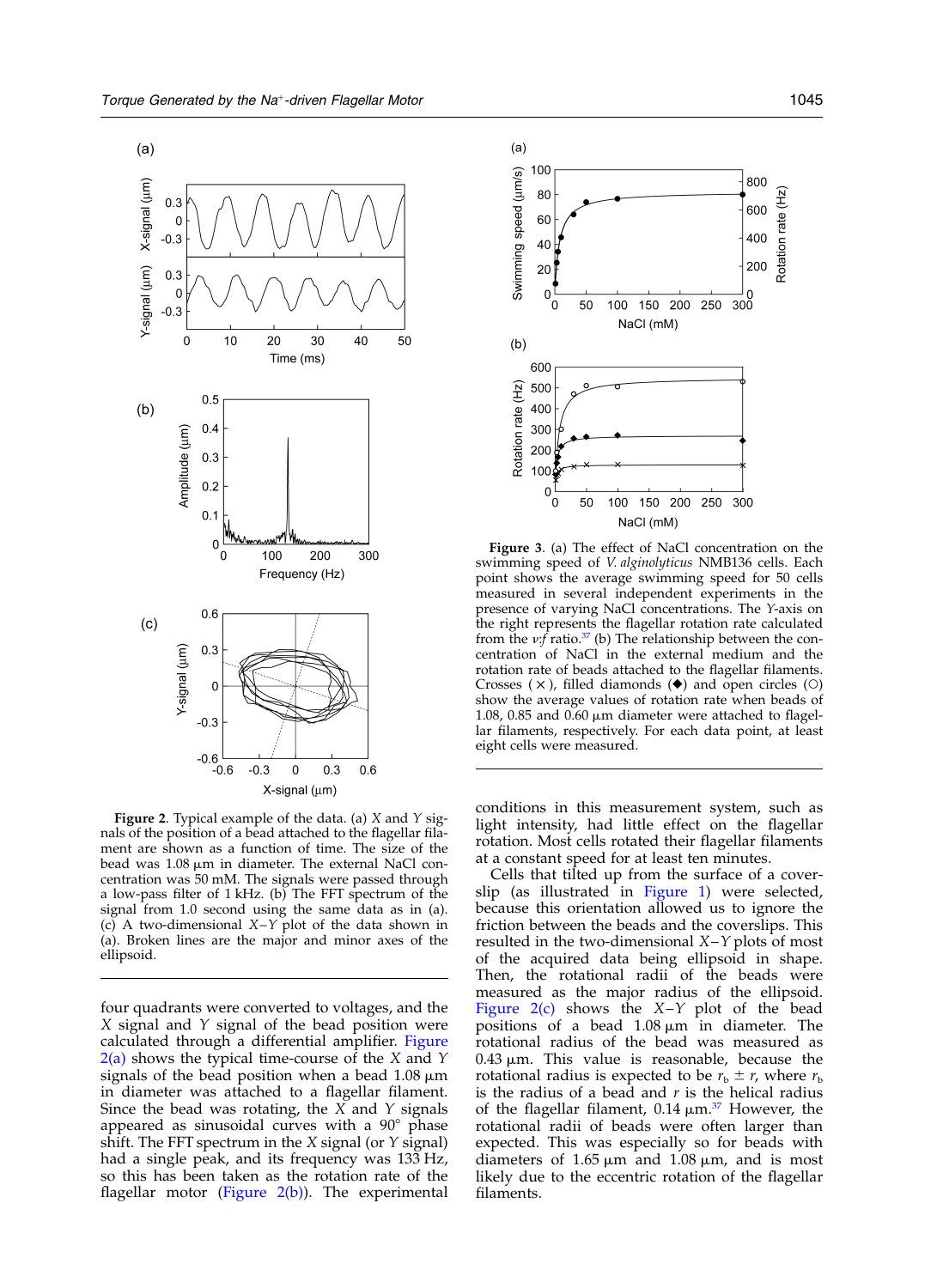**Figure 2**. Typical example of the data. (a) $X$ and $Y$ signals of the position of a bead attached to the flagellar filament are shown as a function of time. The size of the bead was 1.08 μm in diameter. The external NaCl concentration was 50 mM. The signals were passed through a low-pass filter of 1 kHz. (b) The FFT spectrum of the signal from 1.0 second using the same data as in (a). (c) A two-dimensional $X$–$Y$ plot of the data shown in (a). Broken lines are the major and minor axes of the ellipsoid.

four quadrants were converted to voltages, and the $X$ signal and $Y$ signal of the bead position were calculated through a differential amplifier. Figure 2(a) shows the typical time-course of the $X$ and $Y$ signals of the bead position when a bead 1.08 μm in diameter was attached to a flagellar filament. Since the bead was rotating, the $X$ and $Y$ signals appeared as sinusoidal curves with a 90° phase shift. The FFT spectrum in the $X$ signal (or $Y$ signal) had a single peak, and its frequency was 133 Hz, so this has been taken as the rotation rate of the flagellar motor (Figure 2(b)). The experimental conditions in this measurement system, such as light intensity, had little effect on the flagellar rotation. Most cells rotated their flagellar filaments at a constant speed for at least ten minutes.

Cells that tilted up from the surface of a coverslip (as illustrated in Figure 1) were selected, because this orientation allowed us to ignore the friction between the beads and the coverslips. This resulted in the two-dimensional $X$–$Y$ plots of the acquired data being ellipsoid in shape. Then, the rotational radii of the beads were measured as the major radius of the ellipsoid. Figure 2(c) shows the $X$–$Y$ plot of the bead positions of a bead 1.08 μm in diameter. The rotational radius of the bead was measured as 0.43 μm. This value is reasonable, because the rotational radius is expected to be $r_b \pm r$, where $r_b$ is the radius of a bead and $r$ is the helical radius of the flagellar filament, 0.14 μm.[37] However, the rotational radii of beads were often larger than expected. This was especially so for beads with diameters of 1.65 μm and 1.08 μm, and is most likely due to the eccentric rotation of the flagellar filaments.

**Figure 3**. (a) The effect of NaCl concentration on the swimming speed of *V. alginolyticus* NMB136 cells. Each point shows the average swimming speed for 50 cells measured in several independent experiments in the presence of varying NaCl concentrations. The $Y$-axis on the right represents the flagellar rotation rate calculated from the $v$:$f$ ratio.[37] (b) The relationship between the concentration of NaCl in the external medium and the rotation rate of beads attached to the flagellar filaments. Crosses (×), filled diamonds (◆) and open circles (○) show the average values of rotation rate when beads of 1.08, 0.85 and 0.60 μm diameter were attached to flagellar filaments, respectively. For each data point, at least eight cells were measured.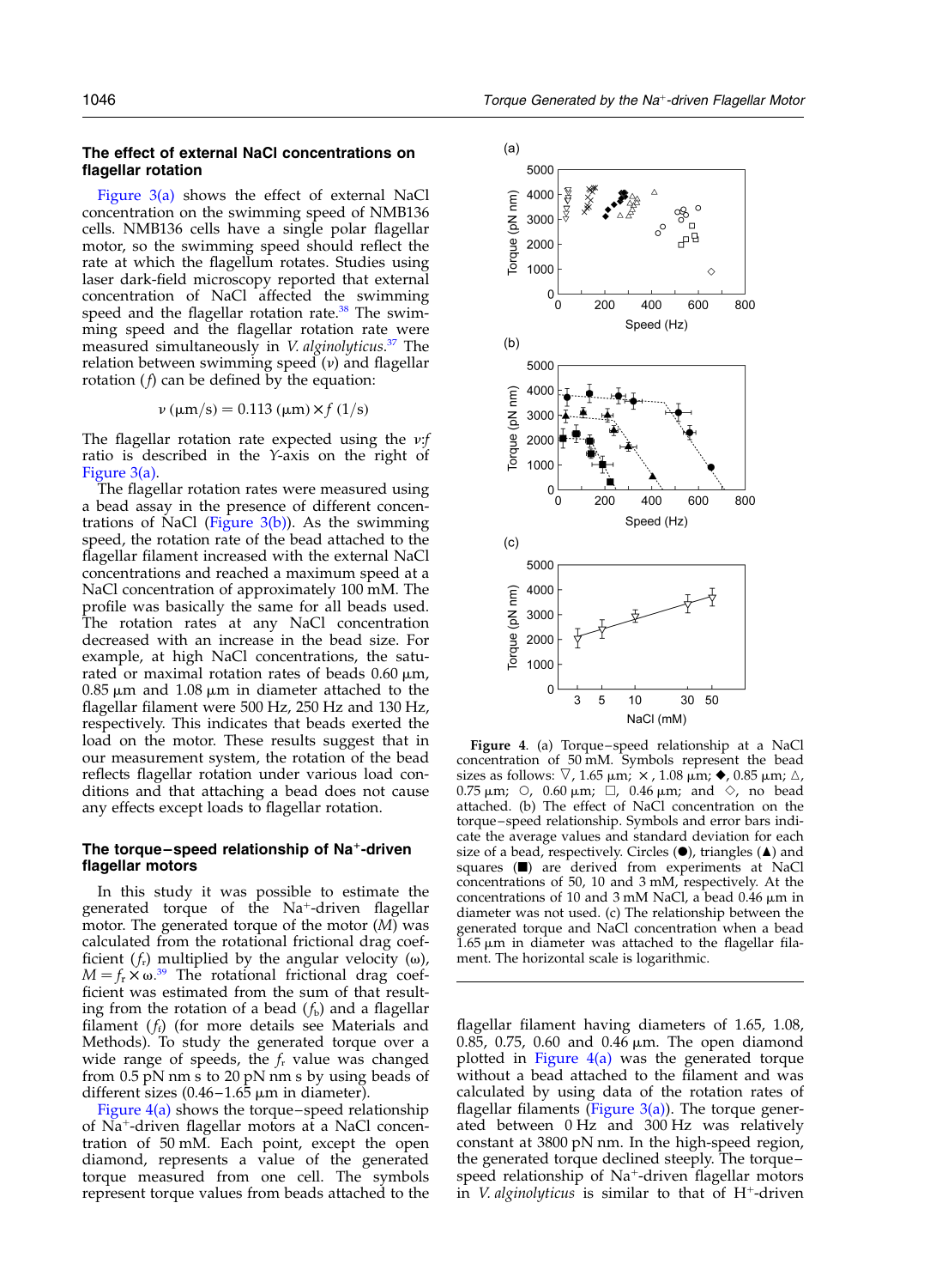## The effect of external NaCl concentrations on flagellar rotation

Figure 3(a) shows the effect of external NaCl concentration on the swimming speed of NMB136 cells. NMB136 cells have a single polar flagellar motor, so the swimming speed should reflect the rate at which the flagellum rotates. Studies using laser dark-field microscopy reported that external concentration of NaCl affected the swimming speed and the flagellar rotation rate.[38] The swimming speed and the flagellar rotation rate were measured simultaneously in *V. alginolyticus*.[37] The relation between swimming speed ($v$) and flagellar rotation ($f$) can be defined by the equation:

$$v\ (\mu\text{m/s}) = 0.113\ (\mu\text{m}) \times f\ (1/\text{s})$$

The flagellar rotation rate expected using the $v{:}f$ ratio is described in the $Y$-axis on the right of Figure 3(a).

The flagellar rotation rates were measured using a bead assay in the presence of different concentrations of NaCl (Figure 3(b)). As the swimming speed, the rotation rate of the bead attached to the flagellar filament increased with the external NaCl concentrations and reached a maximum speed at a NaCl concentration of approximately 100 mM. The profile was basically the same for all beads used. The rotation rates at any NaCl concentration decreased with an increase in the bead size. For example, at high NaCl concentrations, the saturated or maximal rotation rates of beads 0.60 μm, 0.85 μm and 1.08 μm in diameter attached to the flagellar filament were 500 Hz, 250 Hz and 130 Hz, respectively. This indicates that beads exerted the load on the motor. These results suggest that in our measurement system, the rotation of the bead reflects flagellar rotation under various load conditions and that attaching a bead does not cause any effects except loads to flagellar rotation.

## The torque–speed relationship of $Na^+$-driven flagellar motors

In this study it was possible to estimate the generated torque of the $Na^+$-driven flagellar motor. The generated torque of the motor ($M$) was calculated from the rotational frictional drag coefficient ($f_r$) multiplied by the angular velocity ($\omega$), $M = f_r \times \omega$.[39] The rotational frictional drag coefficient was estimated from the sum of that resulting from the rotation of a bead ($f_b$) and a flagellar filament ($f_f$) (for more details see Materials and Methods). To study the generated torque over a wide range of speeds, the $f_r$ value was changed from 0.5 pN nm s to 20 pN nm s by using beads of different sizes (0.46–1.65 μm in diameter).

Figure 4(a) shows the torque–speed relationship of $Na^+$-driven flagellar motors at a NaCl concentration of 50 mM. Each point, except the open diamond, represents a value of the generated torque measured from one cell. The symbols represent torque values from beads attached to the flagellar filament having diameters of 1.65, 1.08, 0.85, 0.75, 0.60 and 0.46 μm. The open diamond plotted in Figure 4(a) was the generated torque without a bead attached to the filament and was calculated by using data of the rotation rates of flagellar filaments (Figure 3(a)). The torque generated between 0 Hz and 300 Hz was relatively constant at 3800 pN nm. In the high-speed region, the generated torque declined steeply. The torque–speed relationship of $Na^+$-driven flagellar motors in *V. alginolyticus* is similar to that of $H^+$-driven

**Figure 4.** (a) Torque–speed relationship at a NaCl concentration of 50 mM. Symbols represent the bead sizes as follows: ▽, 1.65 μm; ×, 1.08 μm; ◆, 0.85 μm; △, 0.75 μm; ○, 0.60 μm; □, 0.46 μm; and ◇, no bead attached. (b) The effect of NaCl concentration on the torque–speed relationship. Symbols and error bars indicate the average values and standard deviation for each size of a bead, respectively. Circles (●), triangles (▲) and squares (■) are derived from experiments at NaCl concentrations of 50, 10 and 3 mM, respectively. At the concentrations of 10 and 3 mM NaCl, a bead 0.46 μm in diameter was not used. (c) The relationship between the generated torque and NaCl concentration when a bead 1.65 μm in diameter was attached to the flagellar filament. The horizontal scale is logarithmic.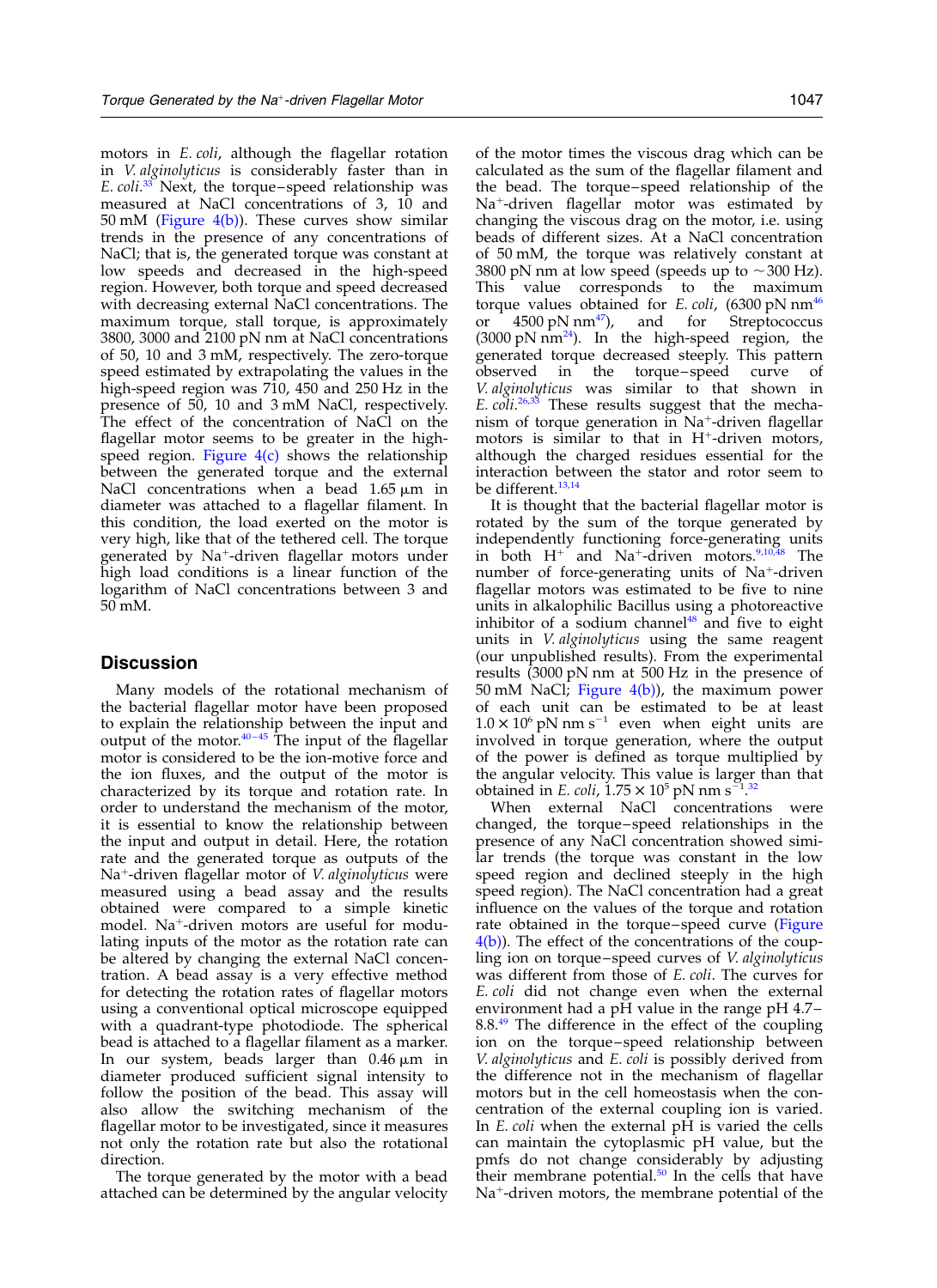motors in *E. coli*, although the flagellar rotation in *V. alginolyticus* is considerably faster than in *E. coli*.[33] Next, the torque–speed relationship was measured at NaCl concentrations of 3, 10 and 50 mM (Figure 4(b)). These curves show similar trends in the presence of any concentrations of NaCl; that is, the generated torque was constant at low speeds and decreased in the high-speed region. However, both torque and speed decreased with decreasing external NaCl concentrations. The maximum torque, stall torque, is approximately 3800, 3000 and 2100 pN nm at NaCl concentrations of 50, 10 and 3 mM, respectively. The zero-torque speed estimated by extrapolating the values in the high-speed region was 710, 450 and 250 Hz in the presence of 50, 10 and 3 mM NaCl, respectively. The effect of the concentration of NaCl on the flagellar motor seems to be greater in the high-speed region. Figure 4(c) shows the relationship between the generated torque and the external NaCl concentrations when a bead 1.65 μm in diameter was attached to a flagellar filament. In this condition, the load exerted on the motor is very high, like that of the tethered cell. The torque generated by $Na^{+}$-driven flagellar motors under high load conditions is a linear function of the logarithm of NaCl concentrations between 3 and 50 mM.

## Discussion

Many models of the rotational mechanism of the bacterial flagellar motor have been proposed to explain the relationship between the input and output of the motor.[40–45] The input of the flagellar motor is considered to be the ion-motive force and the ion fluxes, and the output of the motor is characterized by its torque and rotation rate. In order to understand the mechanism of the motor, it is essential to know the relationship between the input and output in detail. Here, the rotation rate and the generated torque as outputs of the $Na^{+}$-driven flagellar motor of *V. alginolyticus* were measured using a bead assay and the results obtained were compared to a simple kinetic model. $Na^{+}$-driven motors are useful for modulating inputs of the motor as the rotation rate can be altered by changing the external NaCl concentration. A bead assay is a very effective method for detecting the rotation rates of flagellar motors using a conventional optical microscope equipped with a quadrant-type photodiode. The spherical bead is attached to a flagellar filament as a marker. In our system, beads larger than 0.46 μm in diameter produced sufficient signal intensity to follow the position of the bead. This assay will also allow the switching mechanism of the flagellar motor to be investigated, since it measures not only the rotation rate but also the rotational direction.

The torque generated by the motor with a bead attached can be determined by the angular velocity of the motor times the viscous drag which can be calculated as the sum of the flagellar filament and the bead. The torque–speed relationship of the $Na^{+}$-driven flagellar motor was estimated by changing the viscous drag on the motor, i.e. using beads of different sizes. At a NaCl concentration of 50 mM, the torque was relatively constant at 3800 pN nm at low speed (speeds up to ~300 Hz). This value corresponds to the maximum torque values obtained for *E. coli*, (6300 pN nm[46] or 4500 pN nm[47]), and for Streptococcus (3000 pN nm[24]). In the high-speed region, the generated torque decreased steeply. This pattern observed in the torque–speed curve of *V. alginolyticus* was similar to that shown in *E. coli*.[26,33] These results suggest that the mechanism of torque generation in $Na^{+}$-driven flagellar motors is similar to that in $H^{+}$-driven motors, although the charged residues essential for the interaction between the stator and rotor seem to be different.[13,14]

It is thought that the bacterial flagellar motor is rotated by the sum of the torque generated by independently functioning force-generating units in both $H^{+}$ and $Na^{+}$-driven motors.[9,10,48] The number of force-generating units of $Na^{+}$-driven flagellar motors was estimated to be five to nine units in alkalophilic Bacillus using a photoreactive inhibitor of a sodium channel[48] and five to eight units in *V. alginolyticus* using the same reagent (our unpublished results). From the experimental results (3000 pN nm at 500 Hz in the presence of 50 mM NaCl; Figure 4(b)), the maximum power of each unit can be estimated to be at least $1.0\times10^{6}$ pN nm $s^{-1}$ even when eight units are involved in torque generation, where the output of the power is defined as torque multiplied by the angular velocity. This value is larger than that obtained in *E. coli*, $1.75\times10^{5}$ pN nm $s^{-1}$.[32]

When external NaCl concentrations were changed, the torque–speed relationships in the presence of any NaCl concentration showed similar trends (the torque was constant in the low speed region and declined steeply in the high speed region). The NaCl concentration had a great influence on the values of the torque and rotation rate obtained in the torque–speed curve (Figure 4(b)). The effect of the concentrations of the coupling ion on torque–speed curves of *V. alginolyticus* was different from those of *E. coli*. The curves for *E. coli* did not change even when the external environment had a pH value in the range pH 4.7–8.8.[49] The difference in the effect of the coupling ion on the torque–speed relationship between *V. alginolyticus* and *E. coli* is possibly derived from the difference not in the mechanism of flagellar motors but in the cell homeostasis when the concentration of the external coupling ion is varied. In *E. coli* when the external pH is varied the cells can maintain the cytoplasmic pH value, but the pmfs do not change considerably by adjusting their membrane potential.[50] In the cells that have $Na^{+}$-driven motors, the membrane potential of the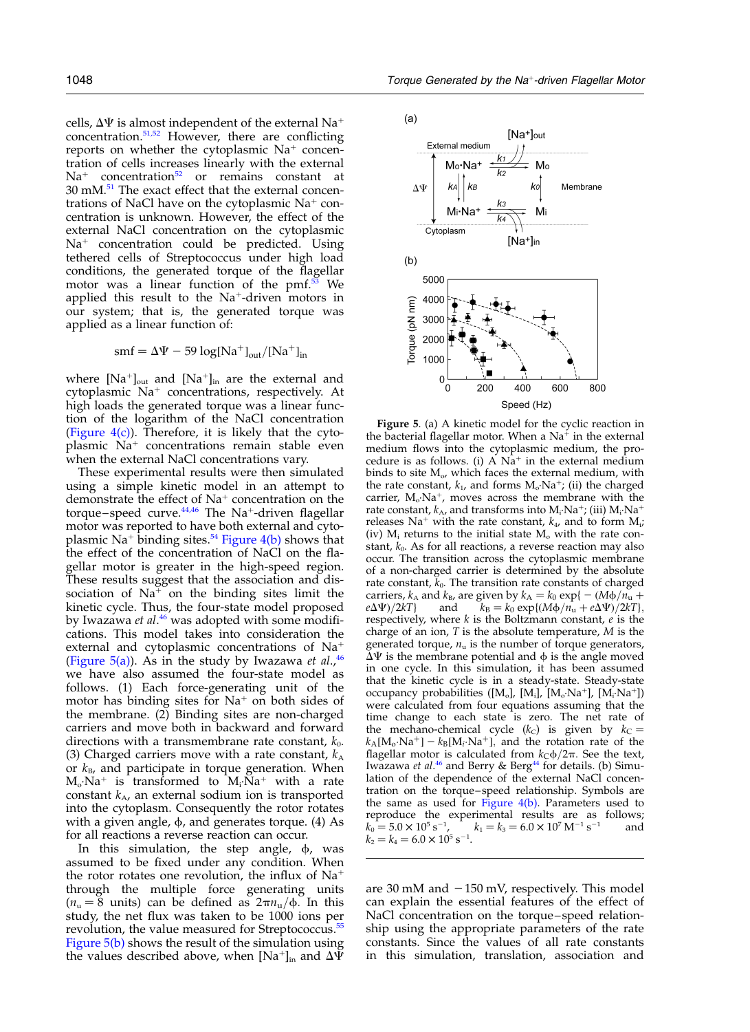cells, $\Delta\Psi$ is almost independent of the external $Na^+$ concentration.[51,52] However, there are conflicting reports on whether the cytoplasmic $Na^+$ concentration of cells increases linearly with the external $Na^+$ concentration[52] or remains constant at 30 mM.[51] The exact effect that the external concentrations of NaCl have on the cytoplasmic $Na^+$ concentration is unknown. However, the effect of the external NaCl concentration on the cytoplasmic $Na^+$ concentration could be predicted. Using tethered cells of Streptococcus under high load conditions, the generated torque of the flagellar motor was a linear function of the pmf.[53] We applied this result to the $Na^+$-driven motors in our system; that is, the generated torque was applied as a linear function of:

$$\text{smf} = \Delta\Psi - 59\log[Na^+]_{out}/[Na^+]_{in}$$

where $[Na^+]_{out}$ and $[Na^+]_{in}$ are the external and cytoplasmic $Na^+$ concentrations, respectively. At high loads the generated torque was a linear function of the logarithm of the NaCl concentration (Figure 4(c)). Therefore, it is likely that the cytoplasmic $Na^+$ concentrations remain stable even when the external NaCl concentrations vary.

These experimental results were then simulated using a simple kinetic model in an attempt to demonstrate the effect of $Na^+$ concentration on the torque–speed curve.[44,46] The $Na^+$-driven flagellar motor was reported to have both external and cytoplasmic $Na^+$ binding sites.[54] Figure 4(b) shows that the effect of the concentration of NaCl on the flagellar motor is greater in the high-speed region. These results suggest that the association and dissociation of $Na^+$ on the binding sites limit the kinetic cycle. Thus, the four-state model proposed by Iwazawa *et al.*[46] was adopted with some modifications. This model takes into consideration the external and cytoplasmic concentrations of $Na^+$ (Figure 5(a)). As in the study by Iwazawa *et al.*,[46] we have also assumed the four-state model as follows. (1) Each force-generating unit of the motor has binding sites for $Na^+$ on both sides of the membrane. (2) Binding sites are non-charged carriers and move both in backward and forward directions with a transmembrane rate constant, $k_0$. (3) Charged carriers move with a rate constant, $k_A$ or $k_B$, and participate in torque generation. When $M_o{\cdot}Na^+$ is transformed to $M_i{\cdot}Na^+$ with a rate constant $k_A$, an external sodium ion is transported into the cytoplasm. Consequently the rotor rotates with a given angle, $\phi$, and generates torque. (4) As for all reactions a reverse reaction can occur.

In this simulation, the step angle, $\phi$, was assumed to be fixed under any condition. When the rotor rotates one revolution, the influx of $Na^+$ through the multiple force generating units ($n_u = 8$ units) can be defined as $2\pi n_u/\phi$. In this study, the net flux was taken to be 1000 ions per revolution, the value measured for Streptococcus.[55] Figure 5(b) shows the result of the simulation using the values described above, when $[Na^+]_{in}$ and $\Delta\Psi$ are 30 mM and −150 mV, respectively. This model can explain the essential features of the effect of NaCl concentration on the torque–speed relationship using the appropriate parameters of the rate constants. Since the values of all rate constants in this simulation, translation, association and

**Figure 5.** (a) A kinetic model for the cyclic reaction in the bacterial flagellar motor. When a $Na^+$ in the external medium flows into the cytoplasmic medium, the procedure is as follows. (i) A $Na^+$ in the external medium binds to site $M_o$, which faces the external medium, with the rate constant, $k_1$, and forms $M_o{\cdot}Na^+$; (ii) the charged carrier, $M_o{\cdot}Na^+$, moves across the membrane with the rate constant, $k_A$, and transforms into $M_i{\cdot}Na^+$; (iii) $M_i{\cdot}Na^+$ releases $Na^+$ with the rate constant, $k_4$, and to form $M_i$; (iv) $M_i$ returns to the initial state $M_o$ with the rate constant, $k_0$. As for all reactions, a reverse reaction may also occur. The transition across the cytoplasmic membrane of a non-charged carrier is determined by the absolute rate constant, $k_0$. The transition rate constants of charged carriers, $k_A$ and $k_B$, are given by $k_A = k_0\exp\{-(M\phi/n_u + e\Delta\Psi)/2kT\}$ and $k_B = k_0\exp\{(M\phi/n_u + e\Delta\Psi)/2kT\}$, respectively, where $k$ is the Boltzmann constant, $e$ is the charge of an ion, $T$ is the absolute temperature, $M$ is the generated torque, $n_u$ is the number of torque generators, $\Delta\Psi$ is the membrane potential and $\phi$ is the angle moved in one cycle. In this simulation, it has been assumed that the kinetic cycle is in a steady-state. Steady-state occupancy probabilities ($[M_o]$, $[M_i]$, $[M_o{\cdot}Na^+]$, $[M_i{\cdot}Na^+]$) were calculated from four equations assuming that the time change to each state is zero. The net rate of the mechano-chemical cycle ($k_C$) is given by $k_C = k_A[M_o{\cdot}Na^+] - k_B[M_i{\cdot}Na^+]$, and the rotation rate of the flagellar motor is calculated from $k_C\phi/2\pi$. See the text, Iwazawa *et al.*[46] and Berry & Berg[44] for details. (b) Simulation of the dependence of the external NaCl concentration on the torque–speed relationship. Symbols are the same as used for Figure 4(b). Parameters used to reproduce the experimental results are as follows; $k_0 = 5.0\times10^5\ \text{s}^{-1}$, $k_1 = k_3 = 6.0\times10^7\ \text{M}^{-1}\,\text{s}^{-1}$ and $k_2 = k_4 = 6.0\times10^5\ \text{s}^{-1}$.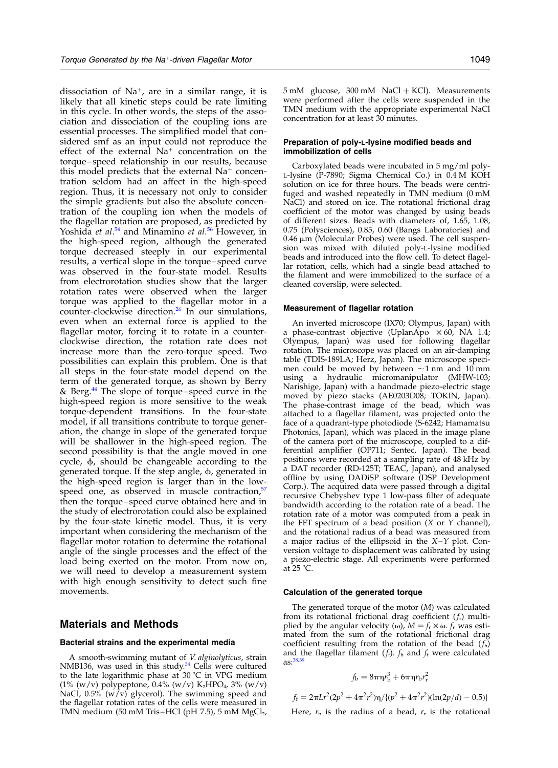dissociation of $Na^+$, are in a similar range, it is likely that all kinetic steps could be rate limiting in this cycle. In other words, the steps of the association and dissociation of the coupling ions are essential processes. The simplified model that considered smf as an input could not reproduce the effect of the external $Na^+$ concentration on the torque–speed relationship in our results, because this model predicts that the external $Na^+$ concentration seldom had an affect in the high-speed region. Thus, it is necessary not only to consider the simple gradients but also the absolute concentration of the coupling ion when the models of the flagellar rotation are proposed, as predicted by Yoshida *et al*.[54] and Minamino *et al*.[56] However, in the high-speed region, although the generated torque decreased steeply in our experimental results, a vertical slope in the torque–speed curve was observed in the four-state model. Results from electrorotation studies show that the larger rotation rates were observed when the larger torque was applied to the flagellar motor in a counter-clockwise direction.[26] In our simulations, even when an external force is applied to the flagellar motor, forcing it to rotate in a counter-clockwise direction, the rotation rate does not increase more than the zero-torque speed. Two possibilities can explain this problem. One is that all steps in the four-state model depend on the term of the generated torque, as shown by Berry & Berg.[44] The slope of torque–speed curve in the high-speed region is more sensitive to the weak torque-dependent transitions. In the four-state model, if all transitions contribute to torque generation, the change in slope of the generated torque will be shallower in the high-speed region. The second possibility is that the angle moved in one cycle, $\phi$, should be changeable according to the generated torque. If the step angle, $\phi$, generated in the high-speed region is larger than in the low-speed one, as observed in muscle contraction,[57] then the torque–speed curve obtained here and in the study of electrorotation could also be explained by the four-state kinetic model. Thus, it is very important when considering the mechanism of the flagellar motor rotation to determine the rotational angle of the single processes and the effect of the load being exerted on the motor. From now on, we will need to develop a measurement system with high enough sensitivity to detect such fine movements.

## Materials and Methods

### Bacterial strains and the experimental media

A smooth-swimming mutant of *V. alginolyticus*, strain NMB136, was used in this study.[34] Cells were cultured to the late logarithmic phase at 30 °C in VPG medium (1% (w/v) polypeptone, 0.4% (w/v) $K_2HPO_4$, 3% (w/v) NaCl, 0.5% (w/v) glycerol). The swimming speed and the flagellar rotation rates of the cells were measured in TMN medium (50 mM Tris–HCl (pH 7.5), 5 mM $MgCl_2$, 5 mM glucose, 300 mM NaCl + KCl). Measurements were performed after the cells were suspended in the TMN medium with the appropriate experimental NaCl concentration for at least 30 minutes.

### Preparation of poly-L-lysine modified beads and immobilization of cells

Carboxylated beads were incubated in 5 mg/ml poly-L-lysine (P-7890; Sigma Chemical Co.) in 0.4 M KOH solution on ice for three hours. The beads were centrifuged and washed repeatedly in TMN medium (0 mM NaCl) and stored on ice. The rotational frictional drag coefficient of the motor was changed by using beads of different sizes. Beads with diameters of, 1.65, 1.08, 0.75 (Polysciences), 0.85, 0.60 (Bangs Laboratories) and 0.46 μm (Molecular Probes) were used. The cell suspension was mixed with diluted poly-L-lysine modified beads and introduced into the flow cell. To detect flagellar rotation, cells, which had a single bead attached to the filament and were immobilized to the surface of a cleaned coverslip, were selected.

### Measurement of flagellar rotation

An inverted microscope (IX70; Olympus, Japan) with a phase-contrast objective (UplanApo ×60, NA 1.4; Olympus, Japan) was used for following flagellar rotation. The microscope was placed on an air-damping table (TDIS-189LA; Herz, Japan). The microscope specimen could be moved by between ~1 nm and 10 mm using a hydraulic micromanipulator (MHW-103; Narishige, Japan) with a handmade piezo-electric stage moved by piezo stacks (AE0203D08; TOKIN, Japan). The phase-contrast image of the bead, which was attached to a flagellar filament, was projected onto the face of a quadrant-type photodiode (S-6242; Hamamatsu Photonics, Japan), which was placed in the image plane of the camera port of the microscope, coupled to a differential amplifier (OP711; Sentec, Japan). The bead positions were recorded at a sampling rate of 48 kHz by a DAT recorder (RD-125T; TEAC, Japan), and analysed offline by using DADiSP software (DSP Development Corp.). The acquired data were passed through a digital recursive Chebyshev type 1 low-pass filter of adequate bandwidth according to the rotation rate of a bead. The rotation rate of a motor was computed from a peak in the FFT spectrum of a bead position (X or Y channel), and the rotational radius of a bead was measured from a major radius of the ellipsoid in the X–Y plot. Conversion voltage to displacement was calibrated by using a piezo-electric stage. All experiments were performed at 25 °C.

### Calculation of the generated torque

The generated torque of the motor ($M$) was calculated from its rotational frictional drag coefficient ($f_r$) multiplied by the angular velocity ($\omega$), $M = f_r \times \omega$. $f_r$ was estimated from the sum of the rotational frictional drag coefficient resulting from the rotation of the bead ($f_b$) and the flagellar filament ($f_f$). $f_b$ and $f_f$ were calculated as:[38,39]

$$f_b = 8\pi\eta r_b^3 + 6\pi\eta r_b r_r^2$$

$$f_f = 2\pi L r^2 (2p^2 + 4\pi^2 r^2)\eta / \{(p^2 + 4\pi^2 r^2)(\ln(2p/d) - 0.5)\}$$

Here, $r_b$ is the radius of a bead, $r_r$ is the rotational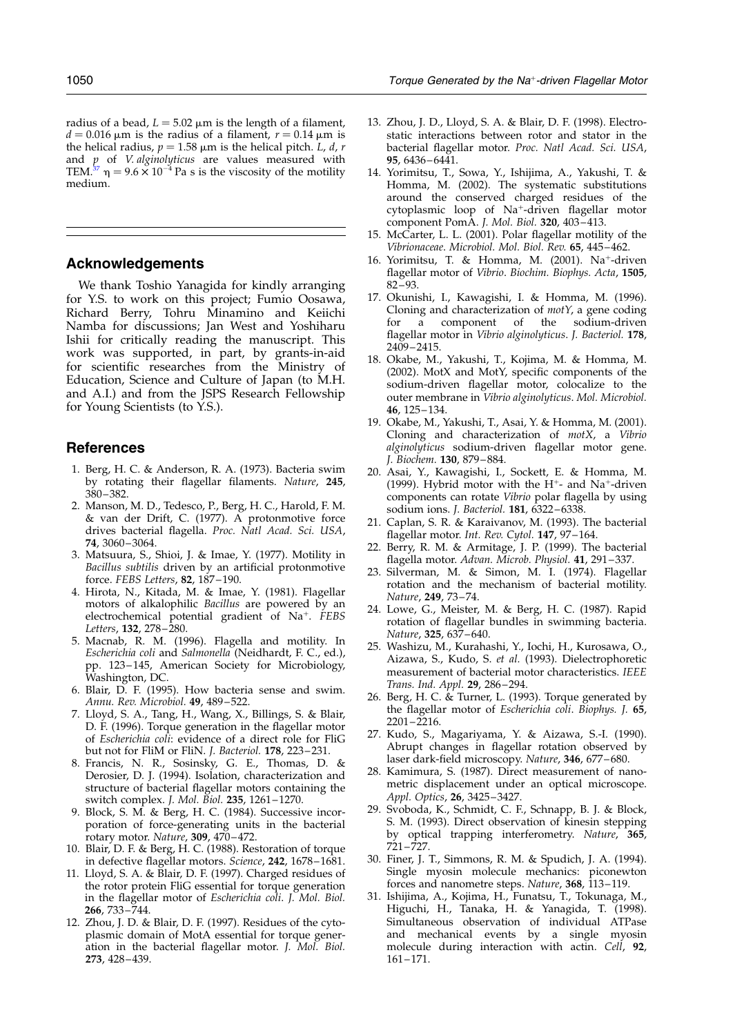radius of a bead, $L = 5.02$ μm is the length of a filament, $d = 0.016$ μm is the radius of a filament, $r = 0.14$ μm is the helical radius, $p = 1.58$ μm is the helical pitch. $L$, $d$, $r$ and $p$ of *V. alginolyticus* are values measured with TEM.[37] $\eta = 9.6 \times 10^{-4}$ Pa s is the viscosity of the motility medium.

## Acknowledgements

We thank Toshio Yanagida for kindly arranging for Y.S. to work on this project; Fumio Oosawa, Richard Berry, Tohru Minamino and Keiichi Namba for discussions; Jan West and Yoshiharu Ishii for critically reading the manuscript. This work was supported, in part, by grants-in-aid for scientific researches from the Ministry of Education, Science and Culture of Japan (to M.H. and A.I.) and from the JSPS Research Fellowship for Young Scientists (to Y.S.).

## References

1. Berg, H. C. & Anderson, R. A. (1973). Bacteria swim by rotating their flagellar filaments. *Nature*, **245**, 380–382.
2. Manson, M. D., Tedesco, P., Berg, H. C., Harold, F. M. & van der Drift, C. (1977). A protonmotive force drives bacterial flagella. *Proc. Natl Acad. Sci. USA*, **74**, 3060–3064.
3. Matsuura, S., Shioi, J. & Imae, Y. (1977). Motility in *Bacillus subtilis* driven by an artificial protonmotive force. *FEBS Letters*, **82**, 187–190.
4. Hirota, N., Kitada, M. & Imae, Y. (1981). Flagellar motors of alkalophilic *Bacillus* are powered by an electrochemical potential gradient of $Na^+$. *FEBS Letters*, **132**, 278–280.
5. Macnab, R. M. (1996). Flagella and motility. In *Escherichia coli* and *Salmonella* (Neidhardt, F. C., ed.), pp. 123–145, American Society for Microbiology, Washington, DC.
6. Blair, D. F. (1995). How bacteria sense and swim. *Annu. Rev. Microbiol.* **49**, 489–522.
7. Lloyd, S. A., Tang, H., Wang, X., Billings, S. & Blair, D. F. (1996). Torque generation in the flagellar motor of *Escherichia coli*: evidence of a direct role for FliG but not for FliM or FliN. *J. Bacteriol.* **178**, 223–231.
8. Francis, N. R., Sosinsky, G. E., Thomas, D. & Derosier, D. J. (1994). Isolation, characterization and structure of bacterial flagellar motors containing the switch complex. *J. Mol. Biol.* **235**, 1261–1270.
9. Block, S. M. & Berg, H. C. (1984). Successive incorporation of force-generating units in the bacterial rotary motor. *Nature*, **309**, 470–472.
10. Blair, D. F. & Berg, H. C. (1988). Restoration of torque in defective flagellar motors. *Science*, **242**, 1678–1681.
11. Lloyd, S. A. & Blair, D. F. (1997). Charged residues of the rotor protein FliG essential for torque generation in the flagellar motor of *Escherichia coli*. *J. Mol. Biol.* **266**, 733–744.
12. Zhou, J. D. & Blair, D. F. (1997). Residues of the cytoplasmic domain of MotA essential for torque generation in the bacterial flagellar motor. *J. Mol. Biol.* **273**, 428–439.
13. Zhou, J. D., Lloyd, S. A. & Blair, D. F. (1998). Electrostatic interactions between rotor and stator in the bacterial flagellar motor. *Proc. Natl Acad. Sci. USA*, **95**, 6436–6441.
14. Yorimitsu, T., Sowa, Y., Ishijima, A., Yakushi, T. & Homma, M. (2002). The systematic substitutions around the conserved charged residues of the cytoplasmic loop of $Na^+$-driven flagellar motor component PomA. *J. Mol. Biol.* **320**, 403–413.
15. McCarter, L. L. (2001). Polar flagellar motility of the *Vibrionaceae*. *Microbiol. Mol. Biol. Rev.* **65**, 445–462.
16. Yorimitsu, T. & Homma, M. (2001). $Na^+$-driven flagellar motor of *Vibrio*. *Biochim. Biophys. Acta*, **1505**, 82–93.
17. Okunishi, I., Kawagishi, I. & Homma, M. (1996). Cloning and characterization of *motY*, a gene coding for a component of the sodium-driven flagellar motor in *Vibrio alginolyticus*. *J. Bacteriol.* **178**, 2409–2415.
18. Okabe, M., Yakushi, T., Kojima, M. & Homma, M. (2002). MotX and MotY, specific components of the sodium-driven flagellar motor, colocalize to the outer membrane in *Vibrio alginolyticus*. *Mol. Microbiol.* **46**, 125–134.
19. Okabe, M., Yakushi, T., Asai, Y. & Homma, M. (2001). Cloning and characterization of *motX*, a *Vibrio alginolyticus* sodium-driven flagellar motor gene. *J. Biochem.* **130**, 879–884.
20. Asai, Y., Kawagishi, I., Sockett, E. & Homma, M. (1999). Hybrid motor with the $H^+$- and $Na^+$-driven components can rotate *Vibrio* polar flagella by using sodium ions. *J. Bacteriol.* **181**, 6322–6338.
21. Caplan, S. R. & Karaivanov, M. (1993). The bacterial flagellar motor. *Int. Rev. Cytol.* **147**, 97–164.
22. Berry, R. M. & Armitage, J. P. (1999). The bacterial flagella motor. *Advan. Microb. Physiol.* **41**, 291–337.
23. Silverman, M. & Simon, M. I. (1974). Flagellar rotation and the mechanism of bacterial motility. *Nature*, **249**, 73–74.
24. Lowe, G., Meister, M. & Berg, H. C. (1987). Rapid rotation of flagellar bundles in swimming bacteria. *Nature*, **325**, 637–640.
25. Washizu, M., Kurahashi, Y., Iochi, H., Kurosawa, O., Aizawa, S., Kudo, S. *et al.* (1993). Dielectrophoretic measurement of bacterial motor characteristics. *IEEE Trans. Ind. Appl.* **29**, 286–294.
26. Berg, H. C. & Turner, L. (1993). Torque generated by the flagellar motor of *Escherichia coli*. *Biophys. J.* **65**, 2201–2216.
27. Kudo, S., Magariyama, Y. & Aizawa, S.-I. (1990). Abrupt changes in flagellar rotation observed by laser dark-field microscopy. *Nature*, **346**, 677–680.
28. Kamimura, S. (1987). Direct measurement of nanometric displacement under an optical microscope. *Appl. Optics*, **26**, 3425–3427.
29. Svoboda, K., Schmidt, C. F., Schnapp, B. J. & Block, S. M. (1993). Direct observation of kinesin stepping by optical trapping interferometry. *Nature*, **365**, 721–727.
30. Finer, J. T., Simmons, R. M. & Spudich, J. A. (1994). Single myosin molecule mechanics: piconewton forces and nanometre steps. *Nature*, **368**, 113–119.
31. Ishijima, A., Kojima, H., Funatsu, T., Tokunaga, M., Higuchi, H., Tanaka, H. & Yanagida, T. (1998). Simultaneous observation of individual ATPase and mechanical events by a single myosin molecule during interaction with actin. *Cell*, **92**, 161–171.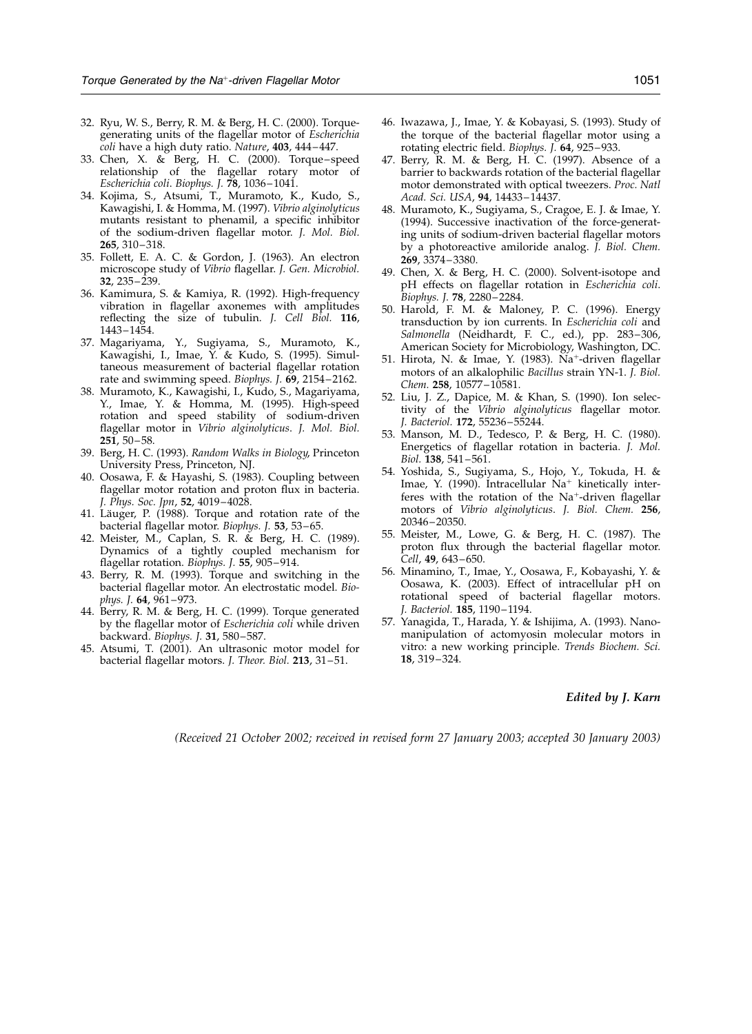32. Ryu, W. S., Berry, R. M. & Berg, H. C. (2000). Torque-generating units of the flagellar motor of *Escherichia coli* have a high duty ratio. *Nature*, **403**, 444–447.
33. Chen, X. & Berg, H. C. (2000). Torque–speed relationship of the flagellar rotary motor of *Escherichia coli*. *Biophys. J.* **78**, 1036–1041.
34. Kojima, S., Atsumi, T., Muramoto, K., Kudo, S., Kawagishi, I. & Homma, M. (1997). *Vibrio alginolyticus* mutants resistant to phenamil, a specific inhibitor of the sodium-driven flagellar motor. *J. Mol. Biol.* **265**, 310–318.
35. Follett, E. A. C. & Gordon, J. (1963). An electron microscope study of *Vibrio* flagellar. *J. Gen. Microbiol.* **32**, 235–239.
36. Kamimura, S. & Kamiya, R. (1992). High-frequency vibration in flagellar axonemes with amplitudes reflecting the size of tubulin. *J. Cell Biol.* **116**, 1443–1454.
37. Magariyama, Y., Sugiyama, S., Muramoto, K., Kawagishi, I., Imae, Y. & Kudo, S. (1995). Simultaneous measurement of bacterial flagellar rotation rate and swimming speed. *Biophys. J.* **69**, 2154–2162.
38. Muramoto, K., Kawagishi, I., Kudo, S., Magariyama, Y., Imae, Y. & Homma, M. (1995). High-speed rotation and speed stability of sodium-driven flagellar motor in *Vibrio alginolyticus*. *J. Mol. Biol.* **251**, 50–58.
39. Berg, H. C. (1993). *Random Walks in Biology*, Princeton University Press, Princeton, NJ.
40. Oosawa, F. & Hayashi, S. (1983). Coupling between flagellar motor rotation and proton flux in bacteria. *J. Phys. Soc. Jpn*, **52**, 4019–4028.
41. Läuger, P. (1988). Torque and rotation rate of the bacterial flagellar motor. *Biophys. J.* **53**, 53–65.
42. Meister, M., Caplan, S. R. & Berg, H. C. (1989). Dynamics of a tightly coupled mechanism for flagellar rotation. *Biophys. J.* **55**, 905–914.
43. Berry, R. M. (1993). Torque and switching in the bacterial flagellar motor. An electrostatic model. *Biophys. J.* **64**, 961–973.
44. Berry, R. M. & Berg, H. C. (1999). Torque generated by the flagellar motor of *Escherichia coli* while driven backward. *Biophys. J.* **31**, 580–587.
45. Atsumi, T. (2001). An ultrasonic motor model for bacterial flagellar motors. *J. Theor. Biol.* **213**, 31–51.
46. Iwazawa, J., Imae, Y. & Kobayasi, S. (1993). Study of the torque of the bacterial flagellar motor using a rotating electric field. *Biophys. J.* **64**, 925–933.
47. Berry, R. M. & Berg, H. C. (1997). Absence of a barrier to backwards rotation of the bacterial flagellar motor demonstrated with optical tweezers. *Proc. Natl Acad. Sci. USA*, **94**, 14433–14437.
48. Muramoto, K., Sugiyama, S., Cragoe, E. J. & Imae, Y. (1994). Successive inactivation of the force-generating units of sodium-driven bacterial flagellar motors by a photoreactive amiloride analog. *J. Biol. Chem.* **269**, 3374–3380.
49. Chen, X. & Berg, H. C. (2000). Solvent-isotope and pH effects on flagellar rotation in *Escherichia coli*. *Biophys. J.* **78**, 2280–2284.
50. Harold, F. M. & Maloney, P. C. (1996). Energy transduction by ion currents. In *Escherichia coli* and *Salmonella* (Neidhardt, F. C., ed.), pp. 283–306, American Society for Microbiology, Washington, DC.
51. Hirota, N. & Imae, Y. (1983). $Na^+$-driven flagellar motors of an alkalophilic *Bacillus* strain YN-1. *J. Biol. Chem.* **258**, 10577–10581.
52. Liu, J. Z., Dapice, M. & Khan, S. (1990). Ion selectivity of the *Vibrio alginolyticus* flagellar motor. *J. Bacteriol.* **172**, 55236–55244.
53. Manson, M. D., Tedesco, P. & Berg, H. C. (1980). Energetics of flagellar rotation in bacteria. *J. Mol. Biol.* **138**, 541–561.
54. Yoshida, S., Sugiyama, S., Hojo, Y., Tokuda, H. & Imae, Y. (1990). Intracellular $Na^+$ kinetically interferes with the rotation of the $Na^+$-driven flagellar motors of *Vibrio alginolyticus*. *J. Biol. Chem.* **256**, 20346–20350.
55. Meister, M., Lowe, G. & Berg, H. C. (1987). The proton flux through the bacterial flagellar motor. *Cell*, **49**, 643–650.
56. Minamino, T., Imae, Y., Oosawa, F., Kobayashi, Y. & Oosawa, K. (2003). Effect of intracellular pH on rotational speed of bacterial flagellar motors. *J. Bacteriol.* **185**, 1190–1194.
57. Yanagida, T., Harada, Y. & Ishijima, A. (1993). Nanomanipulation of actomyosin molecular motors in vitro: a new working principle. *Trends Biochem. Sci.* **18**, 319–324.

***Edited by J. Karn***

*(Received 21 October 2002; received in revised form 27 January 2003; accepted 30 January 2003)*